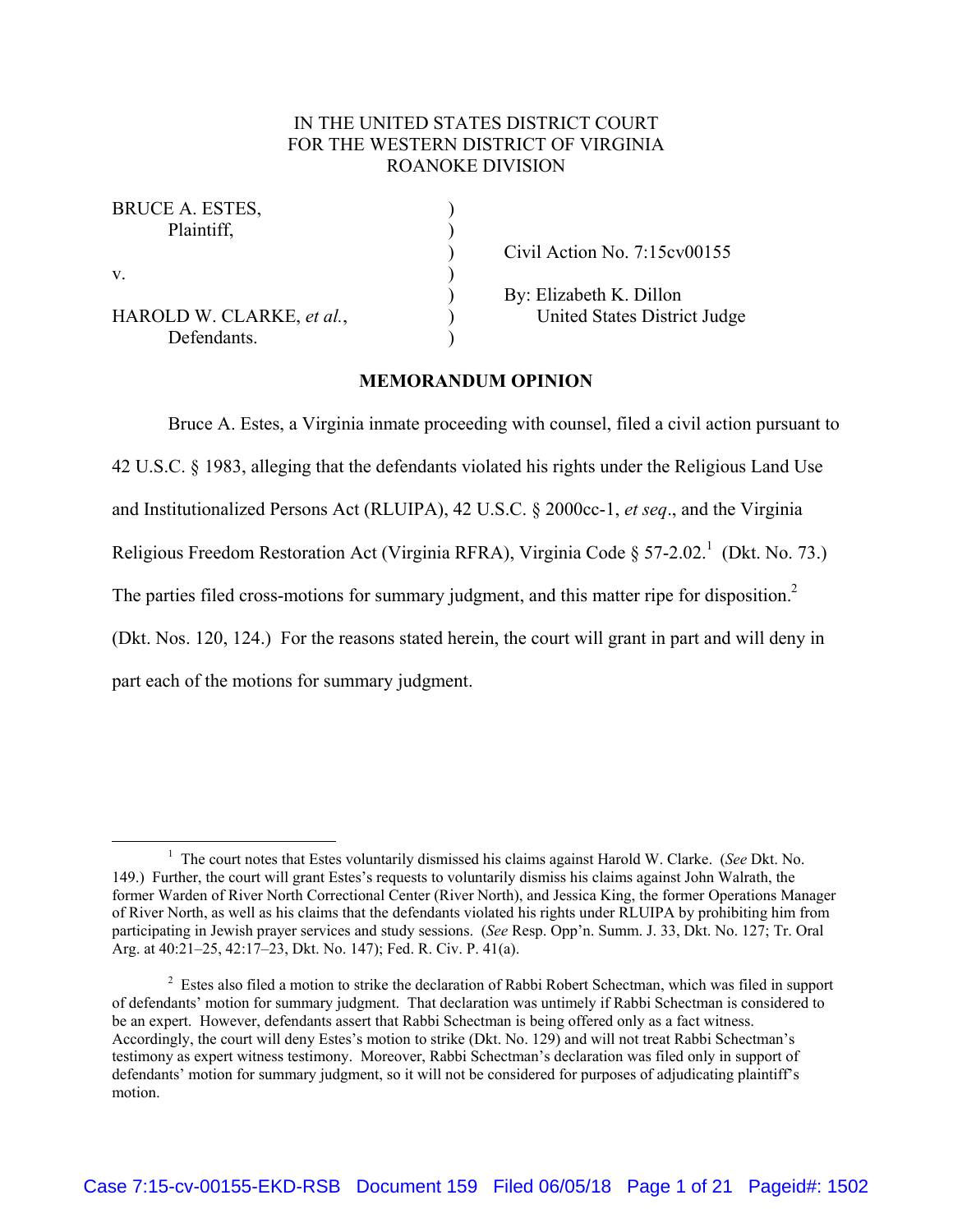IN THE UNITED STATES DISTRICT COURT
FOR THE WESTERN DISTRICT OF VIRGINIA
ROANOKE DIVISION

| | | |
|---|---|---|
| BRUCE A. ESTES, Plaintiff, | ) | |
| v. | ) | Civil Action No. 7:15cv00155 |
| HAROLD W. CLARKE, *et al.*, Defendants. | ) | By: Elizabeth K. Dillon, United States District Judge |

## MEMORANDUM OPINION

Bruce A. Estes, a Virginia inmate proceeding with counsel, filed a civil action pursuant to 42 U.S.C. § 1983, alleging that the defendants violated his rights under the Religious Land Use and Institutionalized Persons Act (RLUIPA), 42 U.S.C. § 2000cc-1, *et seq*., and the Virginia Religious Freedom Restoration Act (Virginia RFRA), Virginia Code § 57-2.02.[1] (Dkt. No. 73.) The parties filed cross-motions for summary judgment, and this matter ripe for disposition.[2] (Dkt. Nos. 120, 124.) For the reasons stated herein, the court will grant in part and will deny in part each of the motions for summary judgment.

---

[1] The court notes that Estes voluntarily dismissed his claims against Harold W. Clarke. (*See* Dkt. No. 149.) Further, the court will grant Estes's requests to voluntarily dismiss his claims against John Walrath, the former Warden of River North Correctional Center (River North), and Jessica King, the former Operations Manager of River North, as well as his claims that the defendants violated his rights under RLUIPA by prohibiting him from participating in Jewish prayer services and study sessions. (*See* Resp. Opp'n. Summ. J. 33, Dkt. No. 127; Tr. Oral Arg. at 40:21–25, 42:17–23, Dkt. No. 147); Fed. R. Civ. P. 41(a).

[2] Estes also filed a motion to strike the declaration of Rabbi Robert Schectman, which was filed in support of defendants' motion for summary judgment. That declaration was untimely if Rabbi Schectman is considered to be an expert. However, defendants assert that Rabbi Schectman is being offered only as a fact witness. Accordingly, the court will deny Estes's motion to strike (Dkt. No. 129) and will not treat Rabbi Schectman's testimony as expert witness testimony. Moreover, Rabbi Schectman's declaration was filed only in support of defendants' motion for summary judgment, so it will not be considered for purposes of adjudicating plaintiff's motion.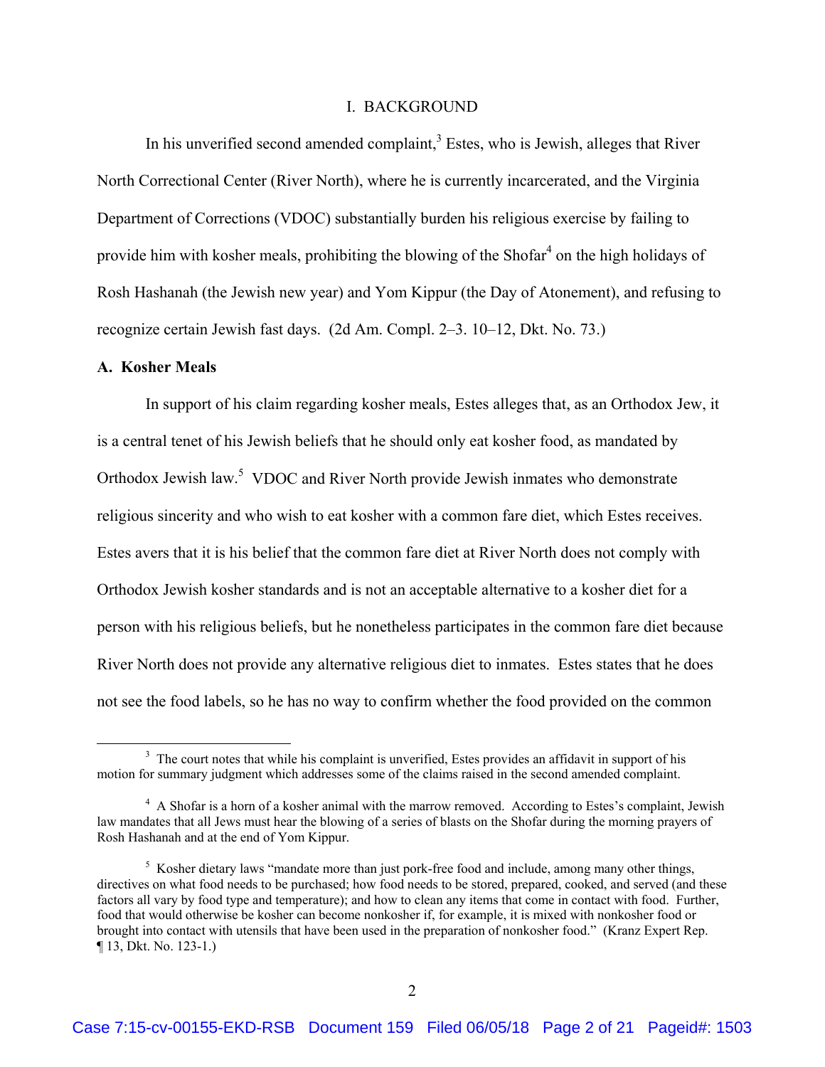## I. BACKGROUND

In his unverified second amended complaint,[3] Estes, who is Jewish, alleges that River North Correctional Center (River North), where he is currently incarcerated, and the Virginia Department of Corrections (VDOC) substantially burden his religious exercise by failing to provide him with kosher meals, prohibiting the blowing of the Shofar[4] on the high holidays of Rosh Hashanah (the Jewish new year) and Yom Kippur (the Day of Atonement), and refusing to recognize certain Jewish fast days. (2d Am. Compl. 2–3. 10–12, Dkt. No. 73.)

### A. Kosher Meals

In support of his claim regarding kosher meals, Estes alleges that, as an Orthodox Jew, it is a central tenet of his Jewish beliefs that he should only eat kosher food, as mandated by Orthodox Jewish law.[5] VDOC and River North provide Jewish inmates who demonstrate religious sincerity and who wish to eat kosher with a common fare diet, which Estes receives. Estes avers that it is his belief that the common fare diet at River North does not comply with Orthodox Jewish kosher standards and is not an acceptable alternative to a kosher diet for a person with his religious beliefs, but he nonetheless participates in the common fare diet because River North does not provide any alternative religious diet to inmates. Estes states that he does not see the food labels, so he has no way to confirm whether the food provided on the common

---

[3] The court notes that while his complaint is unverified, Estes provides an affidavit in support of his motion for summary judgment which addresses some of the claims raised in the second amended complaint.

[4] A Shofar is a horn of a kosher animal with the marrow removed. According to Estes's complaint, Jewish law mandates that all Jews must hear the blowing of a series of blasts on the Shofar during the morning prayers of Rosh Hashanah and at the end of Yom Kippur.

[5] Kosher dietary laws "mandate more than just pork-free food and include, among many other things, directives on what food needs to be purchased; how food needs to be stored, prepared, cooked, and served (and these factors all vary by food type and temperature); and how to clean any items that come in contact with food. Further, food that would otherwise be kosher can become nonkosher if, for example, it is mixed with nonkosher food or brought into contact with utensils that have been used in the preparation of nonkosher food." (Kranz Expert Rep. ¶ 13, Dkt. No. 123-1.)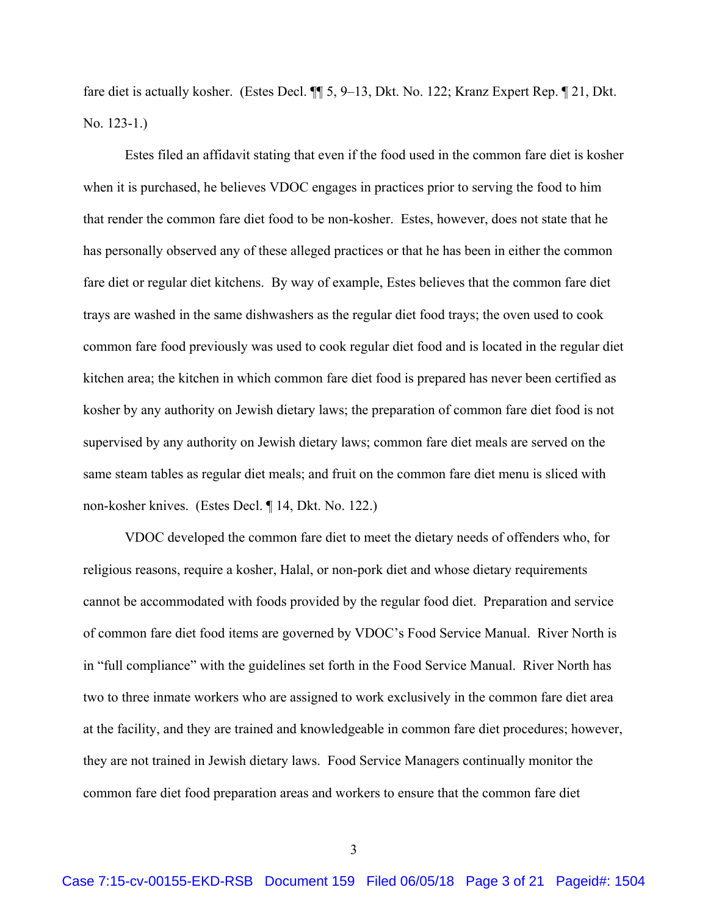fare diet is actually kosher. (Estes Decl. ¶¶ 5, 9–13, Dkt. No. 122; Kranz Expert Rep. ¶ 21, Dkt. No. 123-1.)

Estes filed an affidavit stating that even if the food used in the common fare diet is kosher when it is purchased, he believes VDOC engages in practices prior to serving the food to him that render the common fare diet food to be non-kosher. Estes, however, does not state that he has personally observed any of these alleged practices or that he has been in either the common fare diet or regular diet kitchens. By way of example, Estes believes that the common fare diet trays are washed in the same dishwashers as the regular diet food trays; the oven used to cook common fare food previously was used to cook regular diet food and is located in the regular diet kitchen area; the kitchen in which common fare diet food is prepared has never been certified as kosher by any authority on Jewish dietary laws; the preparation of common fare diet food is not supervised by any authority on Jewish dietary laws; common fare diet meals are served on the same steam tables as regular diet meals; and fruit on the common fare diet menu is sliced with non-kosher knives. (Estes Decl. ¶ 14, Dkt. No. 122.)

VDOC developed the common fare diet to meet the dietary needs of offenders who, for religious reasons, require a kosher, Halal, or non-pork diet and whose dietary requirements cannot be accommodated with foods provided by the regular food diet. Preparation and service of common fare diet food items are governed by VDOC's Food Service Manual. River North is in "full compliance" with the guidelines set forth in the Food Service Manual. River North has two to three inmate workers who are assigned to work exclusively in the common fare diet area at the facility, and they are trained and knowledgeable in common fare diet procedures; however, they are not trained in Jewish dietary laws. Food Service Managers continually monitor the common fare diet food preparation areas and workers to ensure that the common fare diet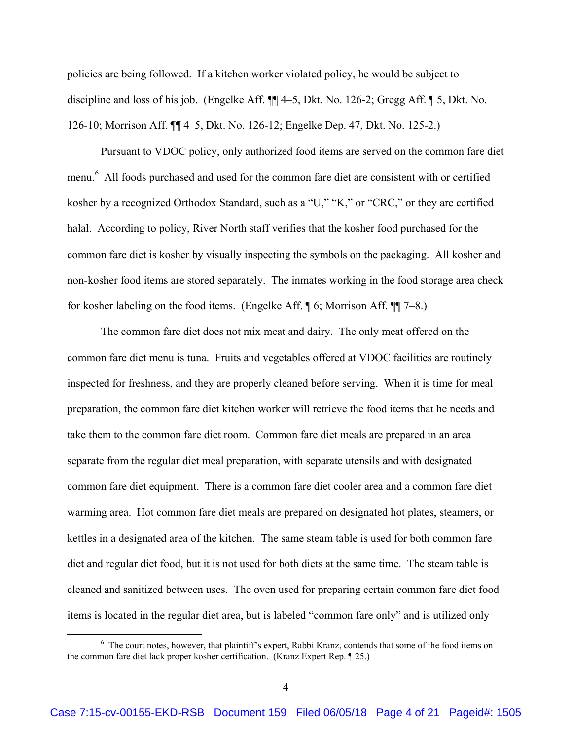policies are being followed. If a kitchen worker violated policy, he would be subject to discipline and loss of his job. (Engelke Aff. ¶¶ 4–5, Dkt. No. 126-2; Gregg Aff. ¶ 5, Dkt. No. 126-10; Morrison Aff. ¶¶ 4–5, Dkt. No. 126-12; Engelke Dep. 47, Dkt. No. 125-2.)

Pursuant to VDOC policy, only authorized food items are served on the common fare diet menu.[6] All foods purchased and used for the common fare diet are consistent with or certified kosher by a recognized Orthodox Standard, such as a "U," "K," or "CRC," or they are certified halal. According to policy, River North staff verifies that the kosher food purchased for the common fare diet is kosher by visually inspecting the symbols on the packaging. All kosher and non-kosher food items are stored separately. The inmates working in the food storage area check for kosher labeling on the food items. (Engelke Aff. ¶ 6; Morrison Aff. ¶¶ 7–8.)

The common fare diet does not mix meat and dairy. The only meat offered on the common fare diet menu is tuna. Fruits and vegetables offered at VDOC facilities are routinely inspected for freshness, and they are properly cleaned before serving. When it is time for meal preparation, the common fare diet kitchen worker will retrieve the food items that he needs and take them to the common fare diet room. Common fare diet meals are prepared in an area separate from the regular diet meal preparation, with separate utensils and with designated common fare diet equipment. There is a common fare diet cooler area and a common fare diet warming area. Hot common fare diet meals are prepared on designated hot plates, steamers, or kettles in a designated area of the kitchen. The same steam table is used for both common fare diet and regular diet food, but it is not used for both diets at the same time. The steam table is cleaned and sanitized between uses. The oven used for preparing certain common fare diet food items is located in the regular diet area, but is labeled "common fare only" and is utilized only

---

[6] The court notes, however, that plaintiff's expert, Rabbi Kranz, contends that some of the food items on the common fare diet lack proper kosher certification. (Kranz Expert Rep. ¶ 25.)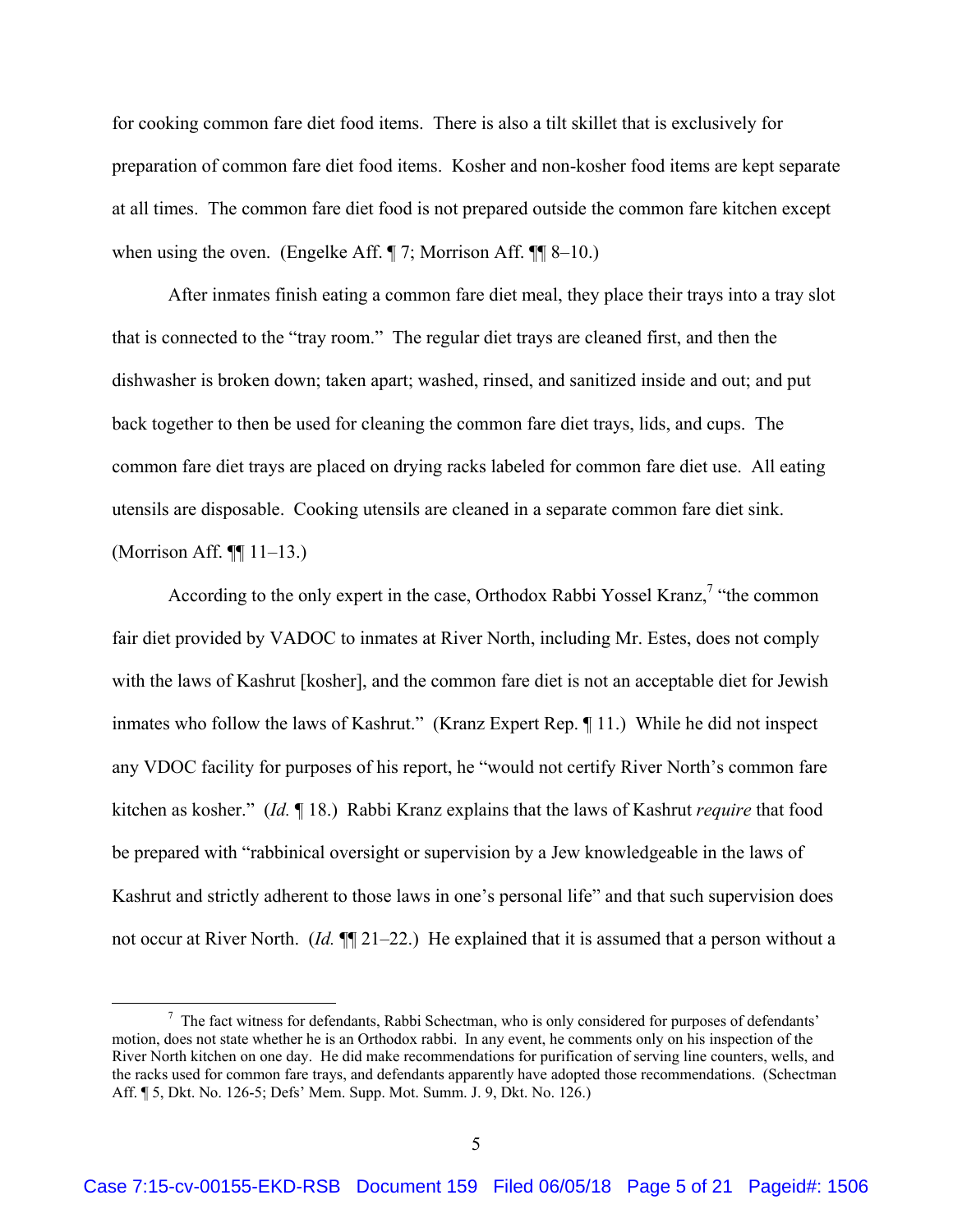for cooking common fare diet food items. There is also a tilt skillet that is exclusively for preparation of common fare diet food items. Kosher and non-kosher food items are kept separate at all times. The common fare diet food is not prepared outside the common fare kitchen except when using the oven. (Engelke Aff. ¶ 7; Morrison Aff. ¶¶ 8–10.)

After inmates finish eating a common fare diet meal, they place their trays into a tray slot that is connected to the "tray room." The regular diet trays are cleaned first, and then the dishwasher is broken down; taken apart; washed, rinsed, and sanitized inside and out; and put back together to then be used for cleaning the common fare diet trays, lids, and cups. The common fare diet trays are placed on drying racks labeled for common fare diet use. All eating utensils are disposable. Cooking utensils are cleaned in a separate common fare diet sink. (Morrison Aff. ¶¶ 11–13.)

According to the only expert in the case, Orthodox Rabbi Yossel Kranz,[7] "the common fair diet provided by VADOC to inmates at River North, including Mr. Estes, does not comply with the laws of Kashrut [kosher], and the common fare diet is not an acceptable diet for Jewish inmates who follow the laws of Kashrut." (Kranz Expert Rep. ¶ 11.) While he did not inspect any VDOC facility for purposes of his report, he "would not certify River North's common fare kitchen as kosher." (*Id.* ¶ 18.) Rabbi Kranz explains that the laws of Kashrut *require* that food be prepared with "rabbinical oversight or supervision by a Jew knowledgeable in the laws of Kashrut and strictly adherent to those laws in one's personal life" and that such supervision does not occur at River North. (*Id.* ¶¶ 21–22.) He explained that it is assumed that a person without a

[7] The fact witness for defendants, Rabbi Schectman, who is only considered for purposes of defendants' motion, does not state whether he is an Orthodox rabbi. In any event, he comments only on his inspection of the River North kitchen on one day. He did make recommendations for purification of serving line counters, wells, and the racks used for common fare trays, and defendants apparently have adopted those recommendations. (Schectman Aff. ¶ 5, Dkt. No. 126-5; Defs' Mem. Supp. Mot. Summ. J. 9, Dkt. No. 126.)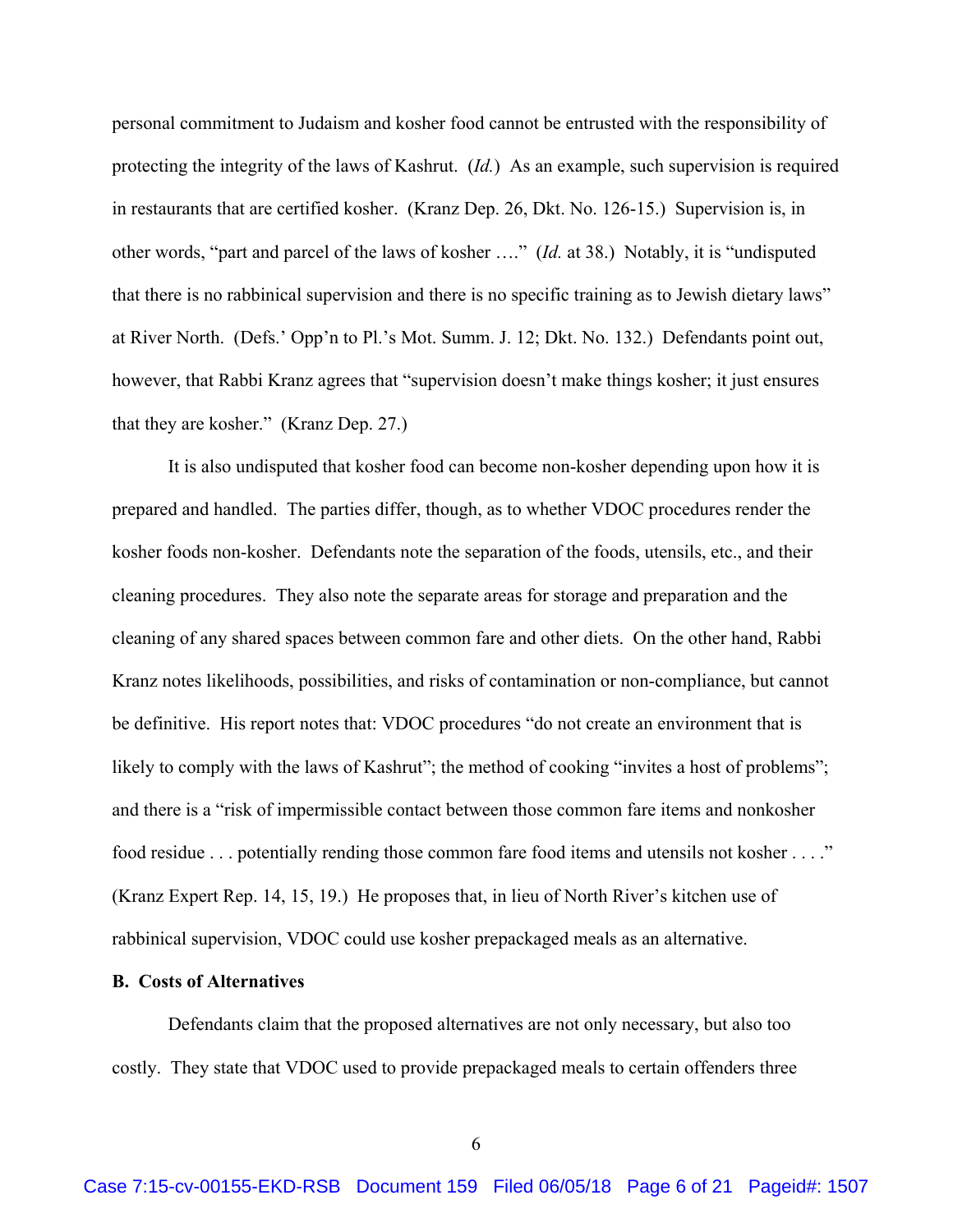personal commitment to Judaism and kosher food cannot be entrusted with the responsibility of protecting the integrity of the laws of Kashrut. (*Id.*) As an example, such supervision is required in restaurants that are certified kosher. (Kranz Dep. 26, Dkt. No. 126-15.) Supervision is, in other words, "part and parcel of the laws of kosher …." (*Id.* at 38.) Notably, it is "undisputed that there is no rabbinical supervision and there is no specific training as to Jewish dietary laws" at River North. (Defs.' Opp'n to Pl.'s Mot. Summ. J. 12; Dkt. No. 132.) Defendants point out, however, that Rabbi Kranz agrees that "supervision doesn't make things kosher; it just ensures that they are kosher." (Kranz Dep. 27.)

It is also undisputed that kosher food can become non-kosher depending upon how it is prepared and handled. The parties differ, though, as to whether VDOC procedures render the kosher foods non-kosher. Defendants note the separation of the foods, utensils, etc., and their cleaning procedures. They also note the separate areas for storage and preparation and the cleaning of any shared spaces between common fare and other diets. On the other hand, Rabbi Kranz notes likelihoods, possibilities, and risks of contamination or non-compliance, but cannot be definitive. His report notes that: VDOC procedures "do not create an environment that is likely to comply with the laws of Kashrut"; the method of cooking "invites a host of problems"; and there is a "risk of impermissible contact between those common fare items and nonkosher food residue . . . potentially rending those common fare food items and utensils not kosher . . . ." (Kranz Expert Rep. 14, 15, 19.) He proposes that, in lieu of North River's kitchen use of rabbinical supervision, VDOC could use kosher prepackaged meals as an alternative.

**B. Costs of Alternatives**

Defendants claim that the proposed alternatives are not only necessary, but also too costly. They state that VDOC used to provide prepackaged meals to certain offenders three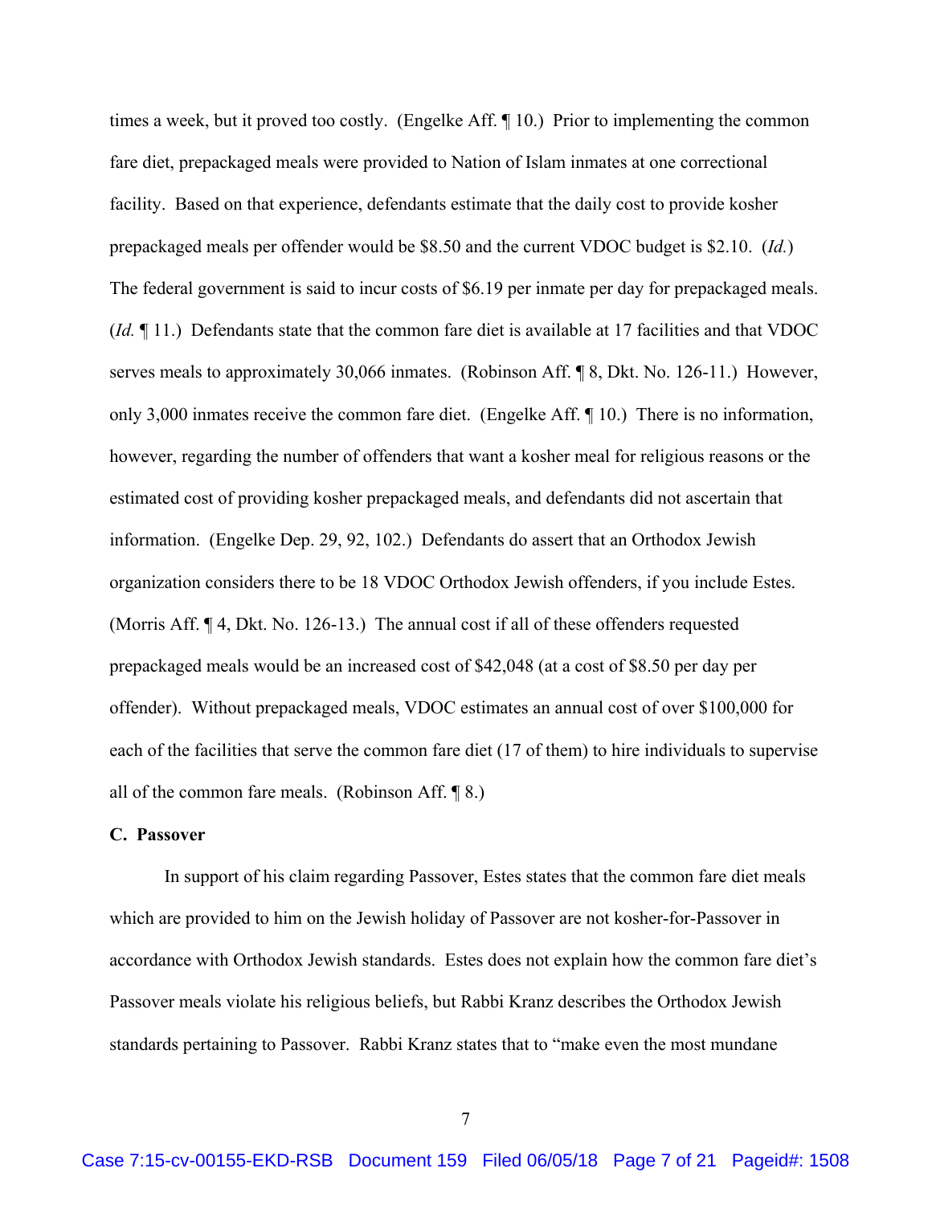times a week, but it proved too costly. (Engelke Aff. ¶ 10.) Prior to implementing the common fare diet, prepackaged meals were provided to Nation of Islam inmates at one correctional facility. Based on that experience, defendants estimate that the daily cost to provide kosher prepackaged meals per offender would be $8.50 and the current VDOC budget is $2.10. (*Id.*) The federal government is said to incur costs of $6.19 per inmate per day for prepackaged meals. (*Id.* ¶ 11.) Defendants state that the common fare diet is available at 17 facilities and that VDOC serves meals to approximately 30,066 inmates. (Robinson Aff. ¶ 8, Dkt. No. 126-11.) However, only 3,000 inmates receive the common fare diet. (Engelke Aff. ¶ 10.) There is no information, however, regarding the number of offenders that want a kosher meal for religious reasons or the estimated cost of providing kosher prepackaged meals, and defendants did not ascertain that information. (Engelke Dep. 29, 92, 102.) Defendants do assert that an Orthodox Jewish organization considers there to be 18 VDOC Orthodox Jewish offenders, if you include Estes. (Morris Aff. ¶ 4, Dkt. No. 126-13.) The annual cost if all of these offenders requested prepackaged meals would be an increased cost of $42,048 (at a cost of $8.50 per day per offender). Without prepackaged meals, VDOC estimates an annual cost of over $100,000 for each of the facilities that serve the common fare diet (17 of them) to hire individuals to supervise all of the common fare meals. (Robinson Aff. ¶ 8.)

**C. Passover**

In support of his claim regarding Passover, Estes states that the common fare diet meals which are provided to him on the Jewish holiday of Passover are not kosher-for-Passover in accordance with Orthodox Jewish standards. Estes does not explain how the common fare diet's Passover meals violate his religious beliefs, but Rabbi Kranz describes the Orthodox Jewish standards pertaining to Passover. Rabbi Kranz states that to "make even the most mundane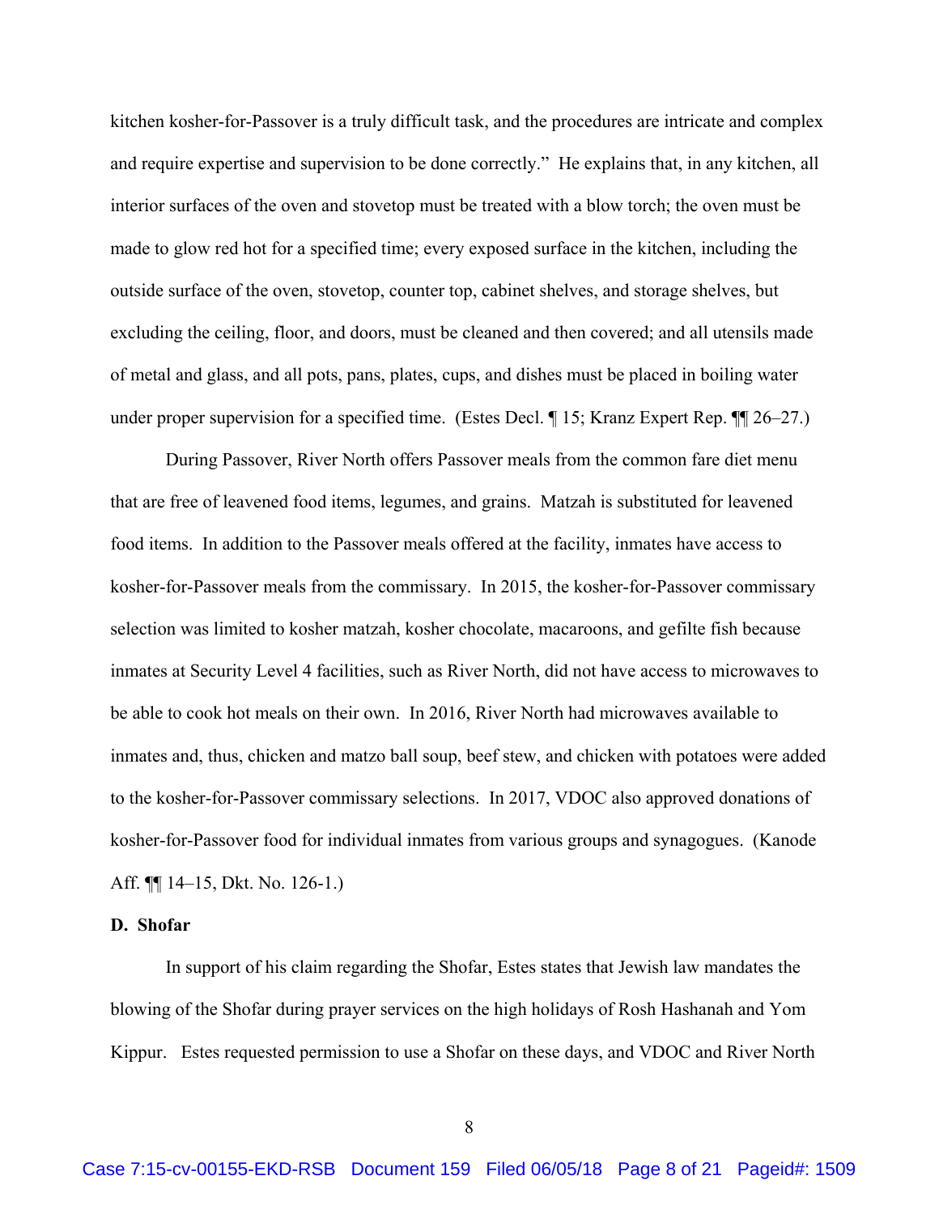kitchen kosher-for-Passover is a truly difficult task, and the procedures are intricate and complex and require expertise and supervision to be done correctly." He explains that, in any kitchen, all interior surfaces of the oven and stovetop must be treated with a blow torch; the oven must be made to glow red hot for a specified time; every exposed surface in the kitchen, including the outside surface of the oven, stovetop, counter top, cabinet shelves, and storage shelves, but excluding the ceiling, floor, and doors, must be cleaned and then covered; and all utensils made of metal and glass, and all pots, pans, plates, cups, and dishes must be placed in boiling water under proper supervision for a specified time. (Estes Decl. ¶ 15; Kranz Expert Rep. ¶¶ 26–27.)

During Passover, River North offers Passover meals from the common fare diet menu that are free of leavened food items, legumes, and grains. Matzah is substituted for leavened food items. In addition to the Passover meals offered at the facility, inmates have access to kosher-for-Passover meals from the commissary. In 2015, the kosher-for-Passover commissary selection was limited to kosher matzah, kosher chocolate, macaroons, and gefilte fish because inmates at Security Level 4 facilities, such as River North, did not have access to microwaves to be able to cook hot meals on their own. In 2016, River North had microwaves available to inmates and, thus, chicken and matzo ball soup, beef stew, and chicken with potatoes were added to the kosher-for-Passover commissary selections. In 2017, VDOC also approved donations of kosher-for-Passover food for individual inmates from various groups and synagogues. (Kanode Aff. ¶¶ 14–15, Dkt. No. 126-1.)

**D. Shofar**

In support of his claim regarding the Shofar, Estes states that Jewish law mandates the blowing of the Shofar during prayer services on the high holidays of Rosh Hashanah and Yom Kippur. Estes requested permission to use a Shofar on these days, and VDOC and River North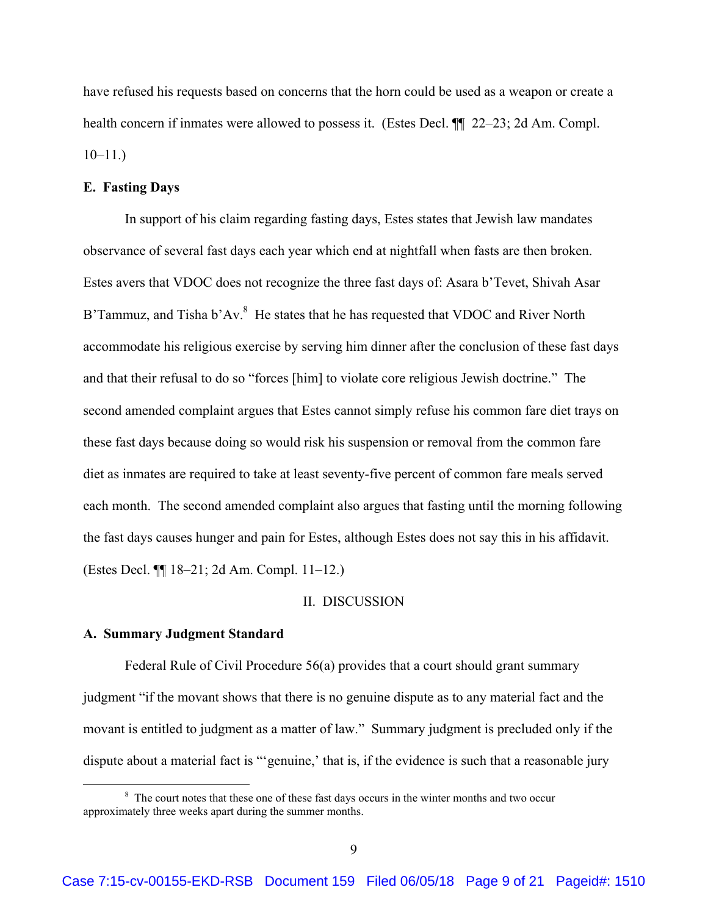have refused his requests based on concerns that the horn could be used as a weapon or create a health concern if inmates were allowed to possess it. (Estes Decl. ¶¶ 22–23; 2d Am. Compl. 10–11.)

**E. Fasting Days**

In support of his claim regarding fasting days, Estes states that Jewish law mandates observance of several fast days each year which end at nightfall when fasts are then broken. Estes avers that VDOC does not recognize the three fast days of: Asara b'Tevet, Shivah Asar B'Tammuz, and Tisha b'Av.[8] He states that he has requested that VDOC and River North accommodate his religious exercise by serving him dinner after the conclusion of these fast days and that their refusal to do so "forces [him] to violate core religious Jewish doctrine." The second amended complaint argues that Estes cannot simply refuse his common fare diet trays on these fast days because doing so would risk his suspension or removal from the common fare diet as inmates are required to take at least seventy-five percent of common fare meals served each month. The second amended complaint also argues that fasting until the morning following the fast days causes hunger and pain for Estes, although Estes does not say this in his affidavit. (Estes Decl. ¶¶ 18–21; 2d Am. Compl. 11–12.)

## II. DISCUSSION

**A. Summary Judgment Standard**

Federal Rule of Civil Procedure 56(a) provides that a court should grant summary judgment "if the movant shows that there is no genuine dispute as to any material fact and the movant is entitled to judgment as a matter of law." Summary judgment is precluded only if the dispute about a material fact is "'genuine,' that is, if the evidence is such that a reasonable jury

[8] The court notes that these one of these fast days occurs in the winter months and two occur approximately three weeks apart during the summer months.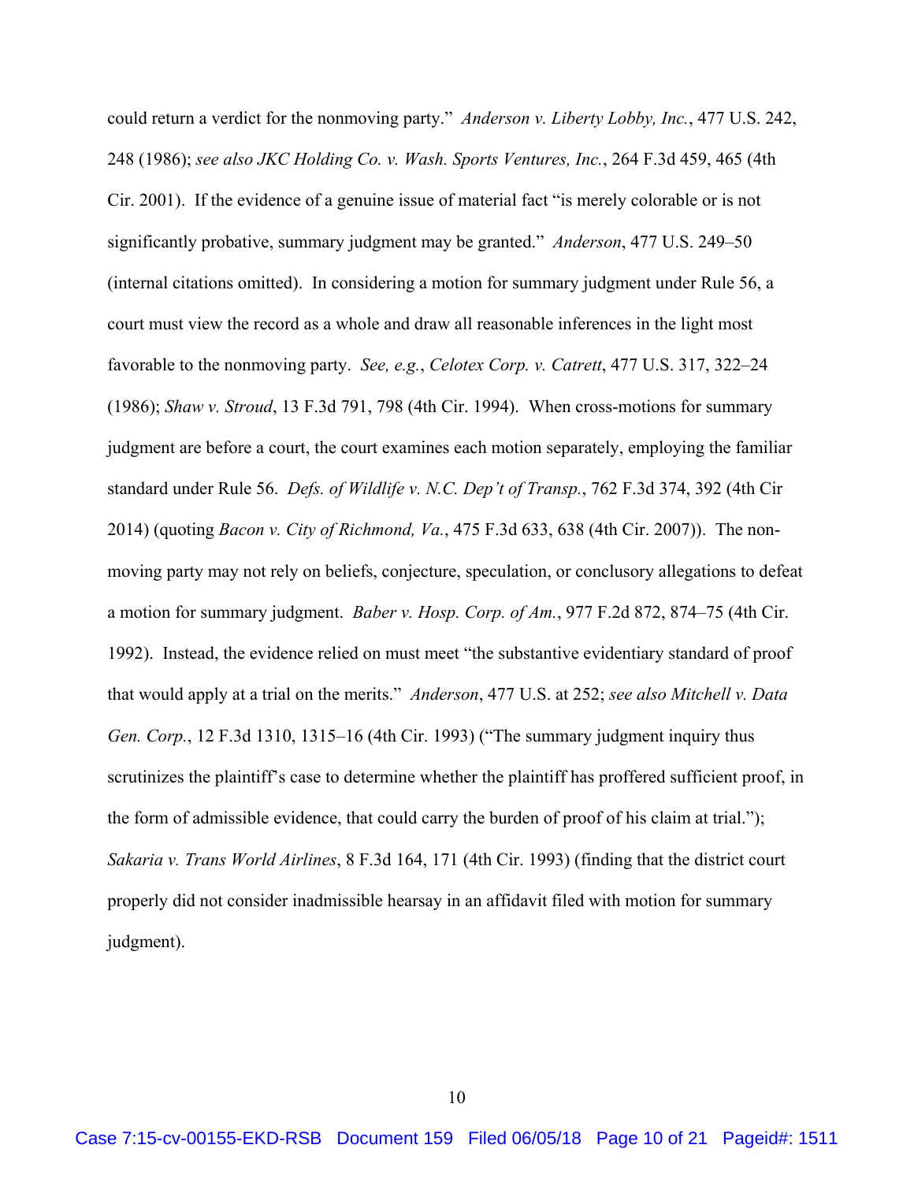could return a verdict for the nonmoving party." *Anderson v. Liberty Lobby, Inc.*, 477 U.S. 242, 248 (1986); *see also JKC Holding Co. v. Wash. Sports Ventures, Inc.*, 264 F.3d 459, 465 (4th Cir. 2001). If the evidence of a genuine issue of material fact "is merely colorable or is not significantly probative, summary judgment may be granted." *Anderson*, 477 U.S. 249–50 (internal citations omitted). In considering a motion for summary judgment under Rule 56, a court must view the record as a whole and draw all reasonable inferences in the light most favorable to the nonmoving party. *See, e.g.*, *Celotex Corp. v. Catrett*, 477 U.S. 317, 322–24 (1986); *Shaw v. Stroud*, 13 F.3d 791, 798 (4th Cir. 1994). When cross-motions for summary judgment are before a court, the court examines each motion separately, employing the familiar standard under Rule 56. *Defs. of Wildlife v. N.C. Dep't of Transp.*, 762 F.3d 374, 392 (4th Cir 2014) (quoting *Bacon v. City of Richmond, Va.*, 475 F.3d 633, 638 (4th Cir. 2007)). The non-moving party may not rely on beliefs, conjecture, speculation, or conclusory allegations to defeat a motion for summary judgment. *Baber v. Hosp. Corp. of Am.*, 977 F.2d 872, 874–75 (4th Cir. 1992). Instead, the evidence relied on must meet "the substantive evidentiary standard of proof that would apply at a trial on the merits." *Anderson*, 477 U.S. at 252; *see also Mitchell v. Data Gen. Corp.*, 12 F.3d 1310, 1315–16 (4th Cir. 1993) ("The summary judgment inquiry thus scrutinizes the plaintiff's case to determine whether the plaintiff has proffered sufficient proof, in the form of admissible evidence, that could carry the burden of proof of his claim at trial."); *Sakaria v. Trans World Airlines*, 8 F.3d 164, 171 (4th Cir. 1993) (finding that the district court properly did not consider inadmissible hearsay in an affidavit filed with motion for summary judgment).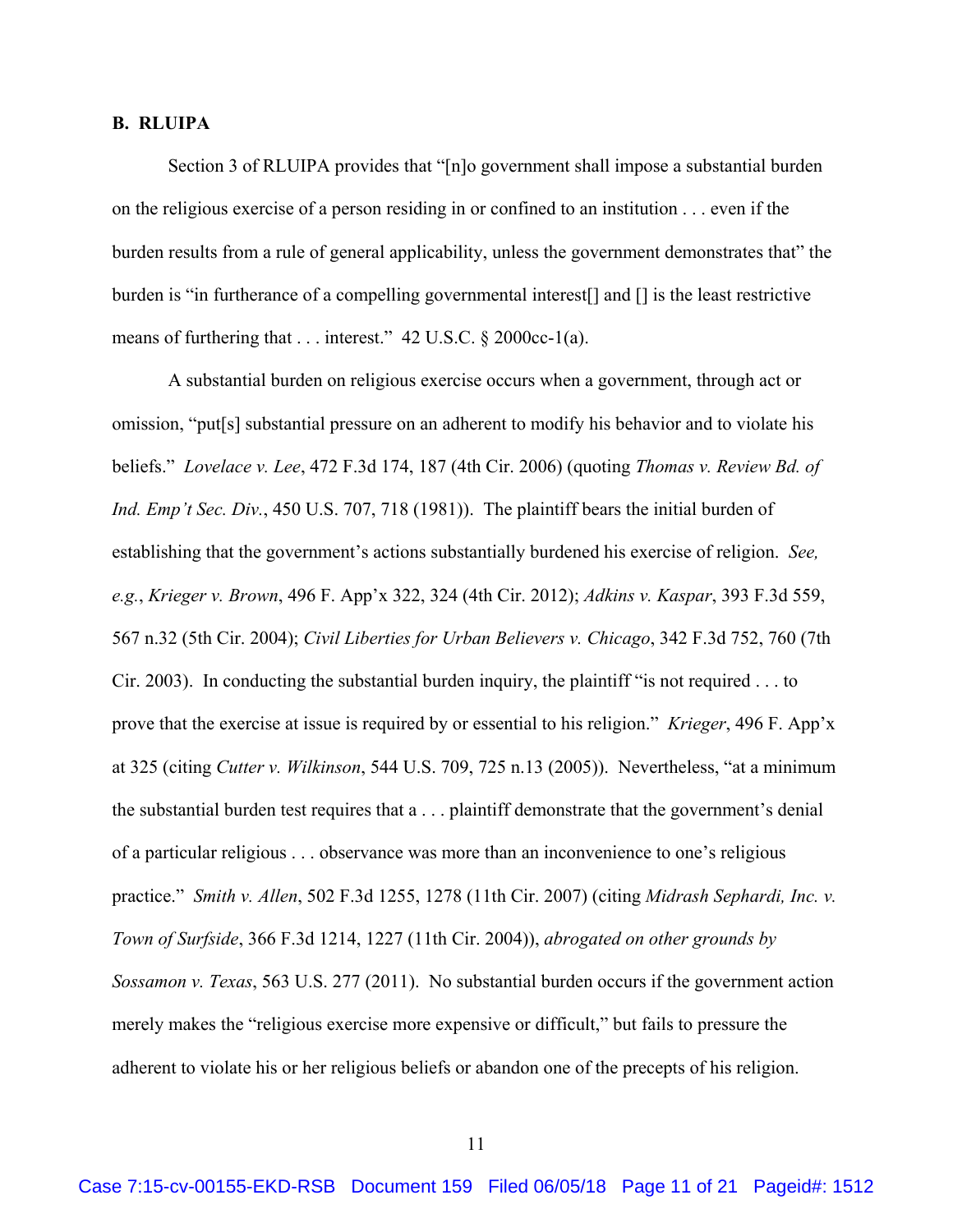## B. RLUIPA

Section 3 of RLUIPA provides that "[n]o government shall impose a substantial burden on the religious exercise of a person residing in or confined to an institution . . . even if the burden results from a rule of general applicability, unless the government demonstrates that" the burden is "in furtherance of a compelling governmental interest[] and [] is the least restrictive means of furthering that . . . interest." 42 U.S.C. § 2000cc-1(a).

A substantial burden on religious exercise occurs when a government, through act or omission, "put[s] substantial pressure on an adherent to modify his behavior and to violate his beliefs." *Lovelace v. Lee*, 472 F.3d 174, 187 (4th Cir. 2006) (quoting *Thomas v. Review Bd. of Ind. Emp't Sec. Div.*, 450 U.S. 707, 718 (1981)). The plaintiff bears the initial burden of establishing that the government's actions substantially burdened his exercise of religion. *See, e.g.*, *Krieger v. Brown*, 496 F. App'x 322, 324 (4th Cir. 2012); *Adkins v. Kaspar*, 393 F.3d 559, 567 n.32 (5th Cir. 2004); *Civil Liberties for Urban Believers v. Chicago*, 342 F.3d 752, 760 (7th Cir. 2003). In conducting the substantial burden inquiry, the plaintiff "is not required . . . to prove that the exercise at issue is required by or essential to his religion." *Krieger*, 496 F. App'x at 325 (citing *Cutter v. Wilkinson*, 544 U.S. 709, 725 n.13 (2005)). Nevertheless, "at a minimum the substantial burden test requires that a . . . plaintiff demonstrate that the government's denial of a particular religious . . . observance was more than an inconvenience to one's religious practice." *Smith v. Allen*, 502 F.3d 1255, 1278 (11th Cir. 2007) (citing *Midrash Sephardi, Inc. v. Town of Surfside*, 366 F.3d 1214, 1227 (11th Cir. 2004)), *abrogated on other grounds by Sossamon v. Texas*, 563 U.S. 277 (2011). No substantial burden occurs if the government action merely makes the "religious exercise more expensive or difficult," but fails to pressure the adherent to violate his or her religious beliefs or abandon one of the precepts of his religion.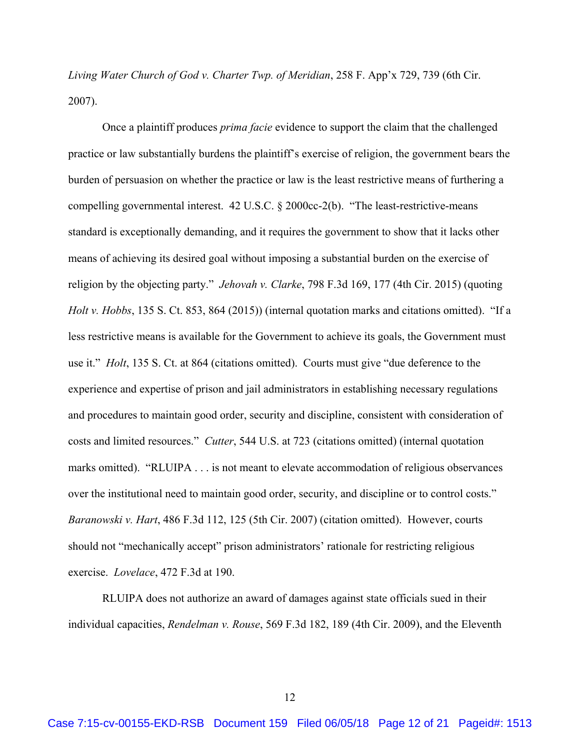*Living Water Church of God v. Charter Twp. of Meridian*, 258 F. App'x 729, 739 (6th Cir. 2007).

Once a plaintiff produces *prima facie* evidence to support the claim that the challenged practice or law substantially burdens the plaintiff's exercise of religion, the government bears the burden of persuasion on whether the practice or law is the least restrictive means of furthering a compelling governmental interest. 42 U.S.C. § 2000cc-2(b). "The least-restrictive-means standard is exceptionally demanding, and it requires the government to show that it lacks other means of achieving its desired goal without imposing a substantial burden on the exercise of religion by the objecting party." *Jehovah v. Clarke*, 798 F.3d 169, 177 (4th Cir. 2015) (quoting *Holt v. Hobbs*, 135 S. Ct. 853, 864 (2015)) (internal quotation marks and citations omitted). "If a less restrictive means is available for the Government to achieve its goals, the Government must use it." *Holt*, 135 S. Ct. at 864 (citations omitted). Courts must give "due deference to the experience and expertise of prison and jail administrators in establishing necessary regulations and procedures to maintain good order, security and discipline, consistent with consideration of costs and limited resources." *Cutter*, 544 U.S. at 723 (citations omitted) (internal quotation marks omitted). "RLUIPA . . . is not meant to elevate accommodation of religious observances over the institutional need to maintain good order, security, and discipline or to control costs." *Baranowski v. Hart*, 486 F.3d 112, 125 (5th Cir. 2007) (citation omitted). However, courts should not "mechanically accept" prison administrators' rationale for restricting religious exercise. *Lovelace*, 472 F.3d at 190.

RLUIPA does not authorize an award of damages against state officials sued in their individual capacities, *Rendelman v. Rouse*, 569 F.3d 182, 189 (4th Cir. 2009), and the Eleventh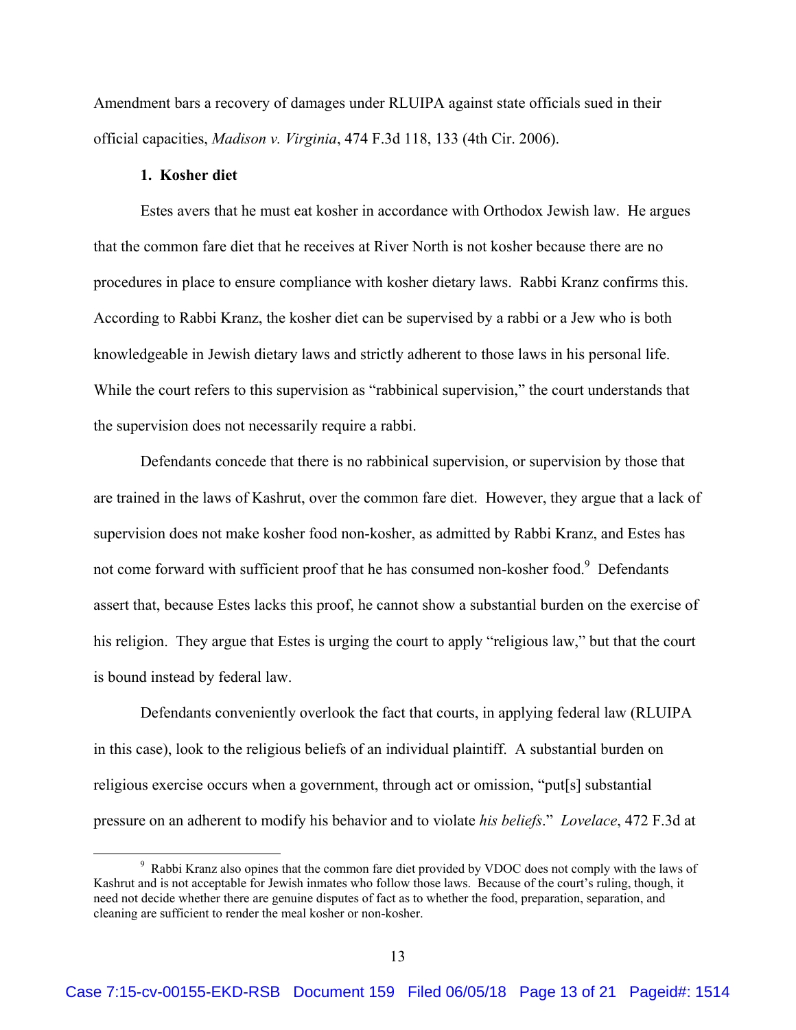Amendment bars a recovery of damages under RLUIPA against state officials sued in their official capacities, *Madison v. Virginia*, 474 F.3d 118, 133 (4th Cir. 2006).

**1. Kosher diet**

Estes avers that he must eat kosher in accordance with Orthodox Jewish law. He argues that the common fare diet that he receives at River North is not kosher because there are no procedures in place to ensure compliance with kosher dietary laws. Rabbi Kranz confirms this. According to Rabbi Kranz, the kosher diet can be supervised by a rabbi or a Jew who is both knowledgeable in Jewish dietary laws and strictly adherent to those laws in his personal life. While the court refers to this supervision as "rabbinical supervision," the court understands that the supervision does not necessarily require a rabbi.

Defendants concede that there is no rabbinical supervision, or supervision by those that are trained in the laws of Kashrut, over the common fare diet. However, they argue that a lack of supervision does not make kosher food non-kosher, as admitted by Rabbi Kranz, and Estes has not come forward with sufficient proof that he has consumed non-kosher food.[9] Defendants assert that, because Estes lacks this proof, he cannot show a substantial burden on the exercise of his religion. They argue that Estes is urging the court to apply "religious law," but that the court is bound instead by federal law.

Defendants conveniently overlook the fact that courts, in applying federal law (RLUIPA in this case), look to the religious beliefs of an individual plaintiff. A substantial burden on religious exercise occurs when a government, through act or omission, "put[s] substantial pressure on an adherent to modify his behavior and to violate *his beliefs*." *Lovelace*, 472 F.3d at

[9] Rabbi Kranz also opines that the common fare diet provided by VDOC does not comply with the laws of Kashrut and is not acceptable for Jewish inmates who follow those laws. Because of the court's ruling, though, it need not decide whether there are genuine disputes of fact as to whether the food, preparation, separation, and cleaning are sufficient to render the meal kosher or non-kosher.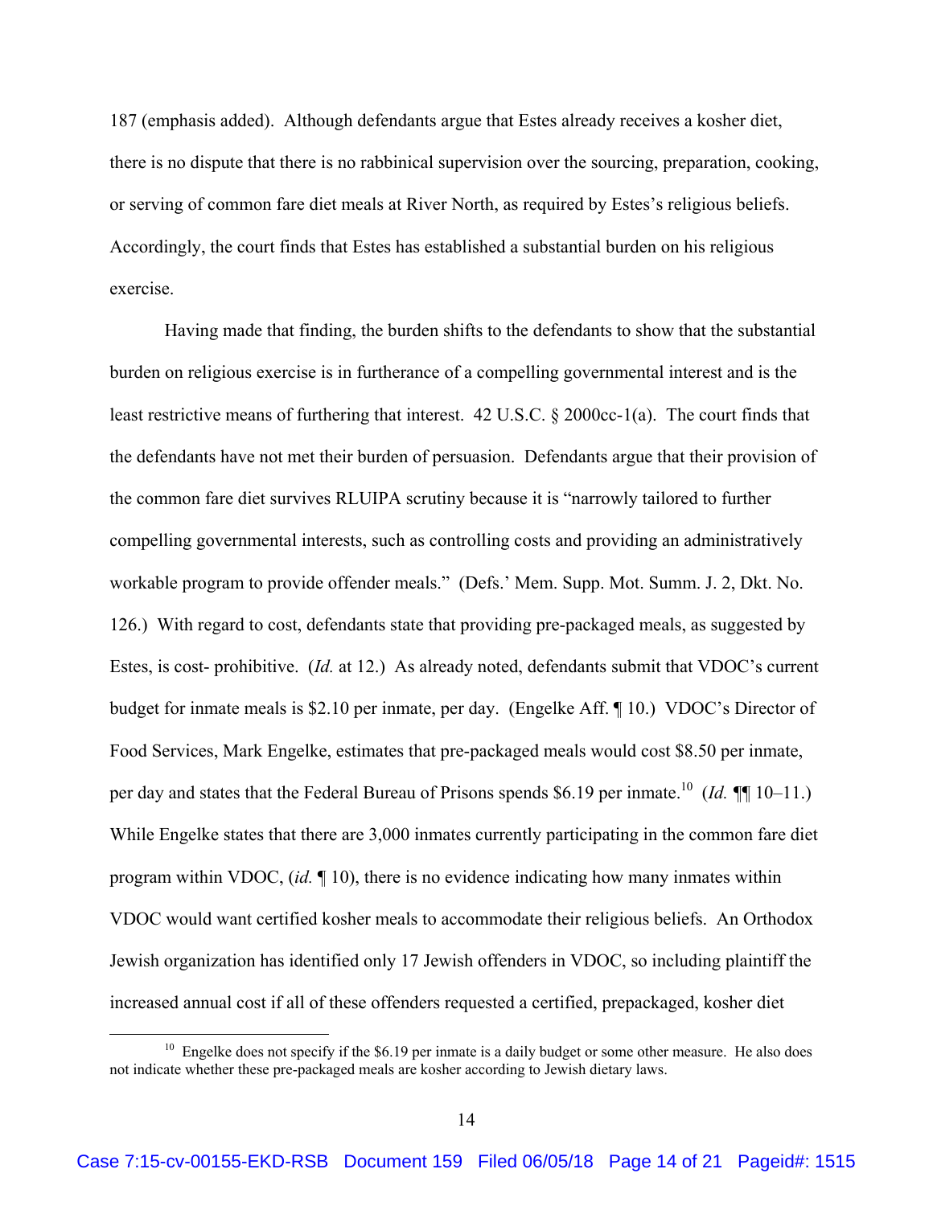187 (emphasis added). Although defendants argue that Estes already receives a kosher diet, there is no dispute that there is no rabbinical supervision over the sourcing, preparation, cooking, or serving of common fare diet meals at River North, as required by Estes's religious beliefs. Accordingly, the court finds that Estes has established a substantial burden on his religious exercise.

Having made that finding, the burden shifts to the defendants to show that the substantial burden on religious exercise is in furtherance of a compelling governmental interest and is the least restrictive means of furthering that interest. 42 U.S.C. § 2000cc-1(a). The court finds that the defendants have not met their burden of persuasion. Defendants argue that their provision of the common fare diet survives RLUIPA scrutiny because it is "narrowly tailored to further compelling governmental interests, such as controlling costs and providing an administratively workable program to provide offender meals." (Defs.' Mem. Supp. Mot. Summ. J. 2, Dkt. No. 126.) With regard to cost, defendants state that providing pre-packaged meals, as suggested by Estes, is cost- prohibitive. (*Id.* at 12.) As already noted, defendants submit that VDOC's current budget for inmate meals is $2.10 per inmate, per day. (Engelke Aff. ¶ 10.) VDOC's Director of Food Services, Mark Engelke, estimates that pre-packaged meals would cost $8.50 per inmate, per day and states that the Federal Bureau of Prisons spends $6.19 per inmate.[10] (*Id.* ¶¶ 10–11.) While Engelke states that there are 3,000 inmates currently participating in the common fare diet program within VDOC, (*id.* ¶ 10), there is no evidence indicating how many inmates within VDOC would want certified kosher meals to accommodate their religious beliefs. An Orthodox Jewish organization has identified only 17 Jewish offenders in VDOC, so including plaintiff the increased annual cost if all of these offenders requested a certified, prepackaged, kosher diet

[10] Engelke does not specify if the $6.19 per inmate is a daily budget or some other measure. He also does not indicate whether these pre-packaged meals are kosher according to Jewish dietary laws.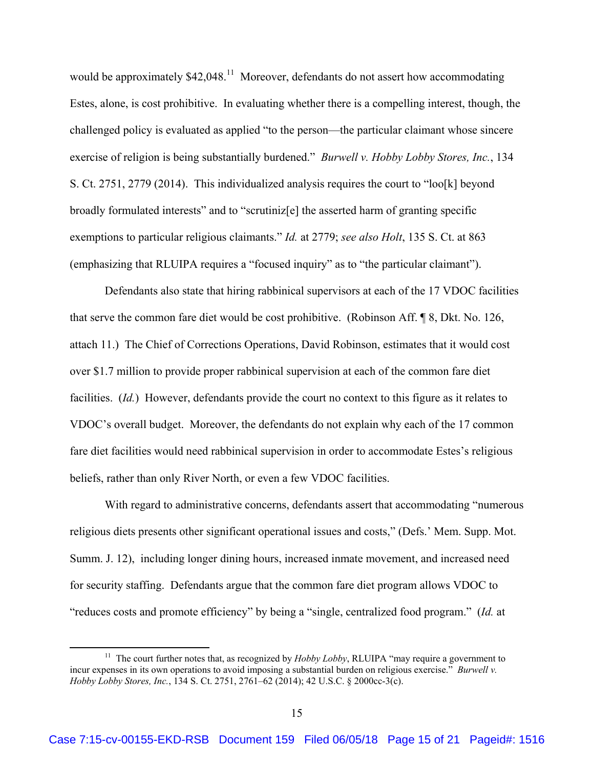would be approximately $42,048.[11] Moreover, defendants do not assert how accommodating Estes, alone, is cost prohibitive. In evaluating whether there is a compelling interest, though, the challenged policy is evaluated as applied "to the person—the particular claimant whose sincere exercise of religion is being substantially burdened." *Burwell v. Hobby Lobby Stores, Inc.*, 134 S. Ct. 2751, 2779 (2014). This individualized analysis requires the court to "loo[k] beyond broadly formulated interests" and to "scrutiniz[e] the asserted harm of granting specific exemptions to particular religious claimants." *Id.* at 2779; *see also Holt*, 135 S. Ct. at 863 (emphasizing that RLUIPA requires a "focused inquiry" as to "the particular claimant").

Defendants also state that hiring rabbinical supervisors at each of the 17 VDOC facilities that serve the common fare diet would be cost prohibitive. (Robinson Aff. ¶ 8, Dkt. No. 126, attach 11.) The Chief of Corrections Operations, David Robinson, estimates that it would cost over $1.7 million to provide proper rabbinical supervision at each of the common fare diet facilities. (*Id.*) However, defendants provide the court no context to this figure as it relates to VDOC's overall budget. Moreover, the defendants do not explain why each of the 17 common fare diet facilities would need rabbinical supervision in order to accommodate Estes's religious beliefs, rather than only River North, or even a few VDOC facilities.

With regard to administrative concerns, defendants assert that accommodating "numerous religious diets presents other significant operational issues and costs," (Defs.' Mem. Supp. Mot. Summ. J. 12), including longer dining hours, increased inmate movement, and increased need for security staffing. Defendants argue that the common fare diet program allows VDOC to "reduces costs and promote efficiency" by being a "single, centralized food program." (*Id.* at

---

[11] The court further notes that, as recognized by *Hobby Lobby*, RLUIPA "may require a government to incur expenses in its own operations to avoid imposing a substantial burden on religious exercise." *Burwell v. Hobby Lobby Stores, Inc.*, 134 S. Ct. 2751, 2761–62 (2014); 42 U.S.C. § 2000cc-3(c).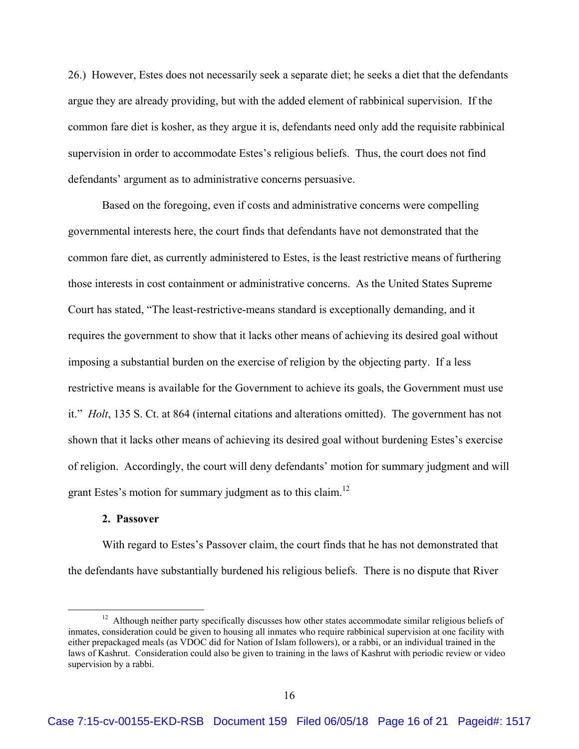26.) However, Estes does not necessarily seek a separate diet; he seeks a diet that the defendants argue they are already providing, but with the added element of rabbinical supervision. If the common fare diet is kosher, as they argue it is, defendants need only add the requisite rabbinical supervision in order to accommodate Estes's religious beliefs. Thus, the court does not find defendants' argument as to administrative concerns persuasive.

Based on the foregoing, even if costs and administrative concerns were compelling governmental interests here, the court finds that defendants have not demonstrated that the common fare diet, as currently administered to Estes, is the least restrictive means of furthering those interests in cost containment or administrative concerns. As the United States Supreme Court has stated, "The least-restrictive-means standard is exceptionally demanding, and it requires the government to show that it lacks other means of achieving its desired goal without imposing a substantial burden on the exercise of religion by the objecting party. If a less restrictive means is available for the Government to achieve its goals, the Government must use it." *Holt*, 135 S. Ct. at 864 (internal citations and alterations omitted). The government has not shown that it lacks other means of achieving its desired goal without burdening Estes's exercise of religion. Accordingly, the court will deny defendants' motion for summary judgment and will grant Estes's motion for summary judgment as to this claim.[12]

#### 2. Passover

With regard to Estes's Passover claim, the court finds that he has not demonstrated that the defendants have substantially burdened his religious beliefs. There is no dispute that River

---

[12] Although neither party specifically discusses how other states accommodate similar religious beliefs of inmates, consideration could be given to housing all inmates who require rabbinical supervision at one facility with either prepackaged meals (as VDOC did for Nation of Islam followers), or a rabbi, or an individual trained in the laws of Kashrut. Consideration could also be given to training in the laws of Kashrut with periodic review or video supervision by a rabbi.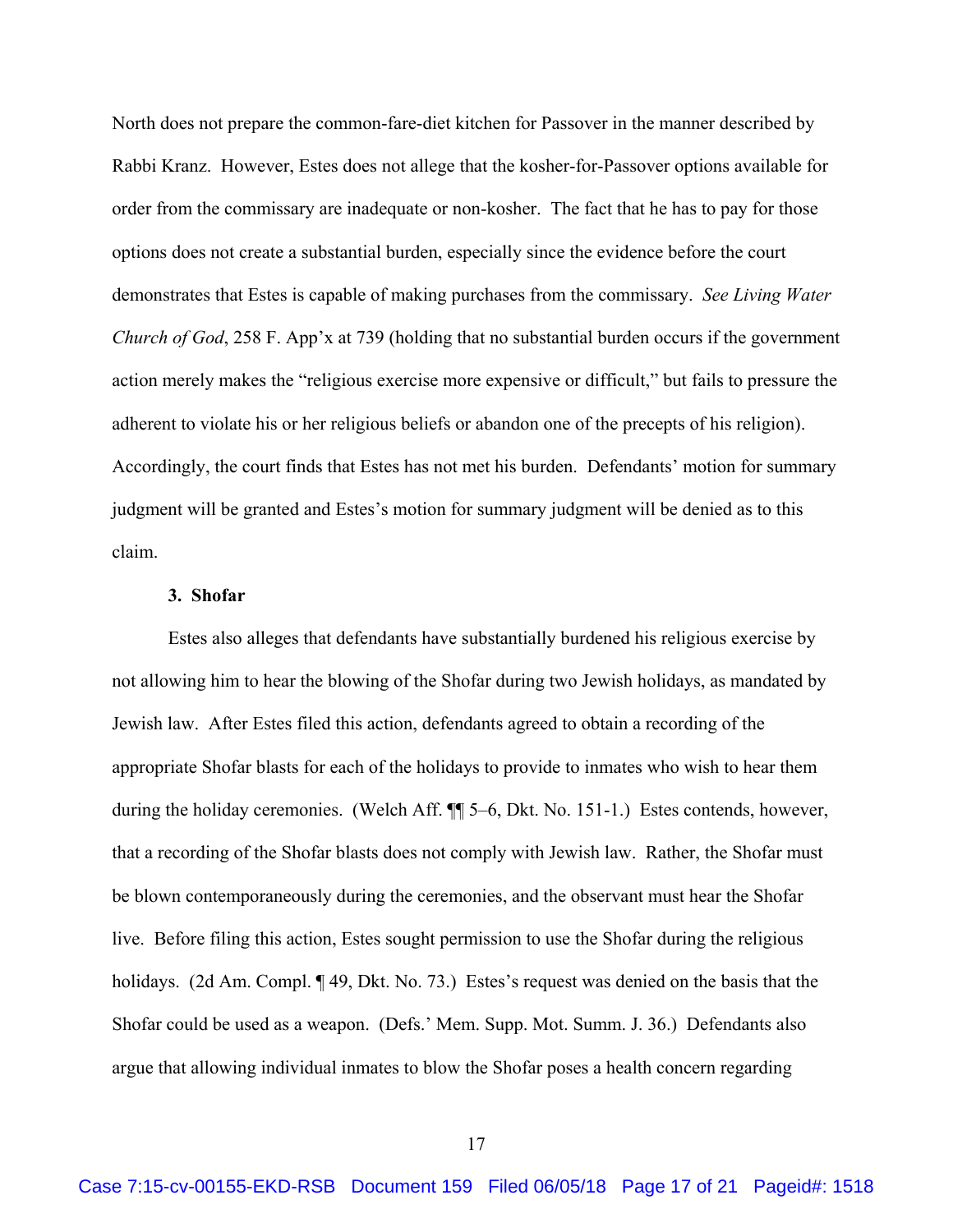North does not prepare the common-fare-diet kitchen for Passover in the manner described by Rabbi Kranz. However, Estes does not allege that the kosher-for-Passover options available for order from the commissary are inadequate or non-kosher. The fact that he has to pay for those options does not create a substantial burden, especially since the evidence before the court demonstrates that Estes is capable of making purchases from the commissary. *See Living Water Church of God*, 258 F. App'x at 739 (holding that no substantial burden occurs if the government action merely makes the "religious exercise more expensive or difficult," but fails to pressure the adherent to violate his or her religious beliefs or abandon one of the precepts of his religion). Accordingly, the court finds that Estes has not met his burden. Defendants' motion for summary judgment will be granted and Estes's motion for summary judgment will be denied as to this claim.

### 3. Shofar

Estes also alleges that defendants have substantially burdened his religious exercise by not allowing him to hear the blowing of the Shofar during two Jewish holidays, as mandated by Jewish law. After Estes filed this action, defendants agreed to obtain a recording of the appropriate Shofar blasts for each of the holidays to provide to inmates who wish to hear them during the holiday ceremonies. (Welch Aff. ¶¶ 5–6, Dkt. No. 151-1.) Estes contends, however, that a recording of the Shofar blasts does not comply with Jewish law. Rather, the Shofar must be blown contemporaneously during the ceremonies, and the observant must hear the Shofar live. Before filing this action, Estes sought permission to use the Shofar during the religious holidays. (2d Am. Compl. ¶ 49, Dkt. No. 73.) Estes's request was denied on the basis that the Shofar could be used as a weapon. (Defs.' Mem. Supp. Mot. Summ. J. 36.) Defendants also argue that allowing individual inmates to blow the Shofar poses a health concern regarding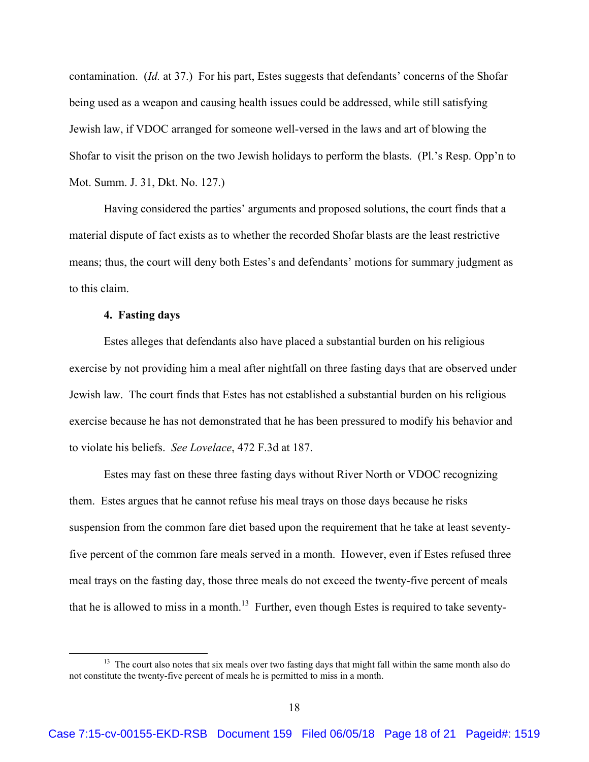contamination. (*Id.* at 37.) For his part, Estes suggests that defendants' concerns of the Shofar being used as a weapon and causing health issues could be addressed, while still satisfying Jewish law, if VDOC arranged for someone well-versed in the laws and art of blowing the Shofar to visit the prison on the two Jewish holidays to perform the blasts. (Pl.'s Resp. Opp'n to Mot. Summ. J. 31, Dkt. No. 127.)

Having considered the parties' arguments and proposed solutions, the court finds that a material dispute of fact exists as to whether the recorded Shofar blasts are the least restrictive means; thus, the court will deny both Estes's and defendants' motions for summary judgment as to this claim.

**4. Fasting days**

Estes alleges that defendants also have placed a substantial burden on his religious exercise by not providing him a meal after nightfall on three fasting days that are observed under Jewish law. The court finds that Estes has not established a substantial burden on his religious exercise because he has not demonstrated that he has been pressured to modify his behavior and to violate his beliefs. *See Lovelace*, 472 F.3d at 187.

Estes may fast on these three fasting days without River North or VDOC recognizing them. Estes argues that he cannot refuse his meal trays on those days because he risks suspension from the common fare diet based upon the requirement that he take at least seventy-five percent of the common fare meals served in a month. However, even if Estes refused three meal trays on the fasting day, those three meals do not exceed the twenty-five percent of meals that he is allowed to miss in a month.[13] Further, even though Estes is required to take seventy-

[13] The court also notes that six meals over two fasting days that might fall within the same month also do not constitute the twenty-five percent of meals he is permitted to miss in a month.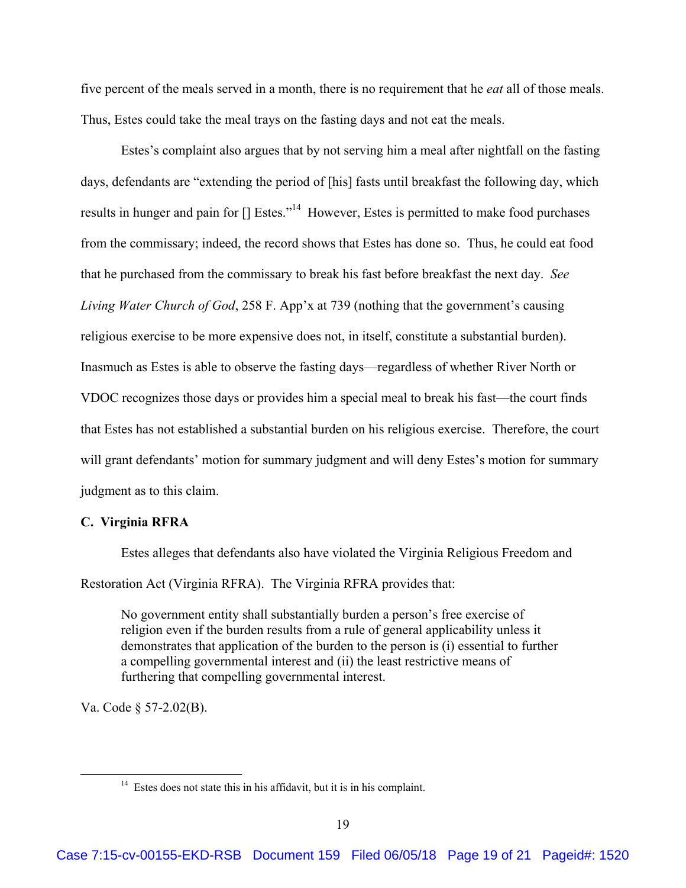five percent of the meals served in a month, there is no requirement that he *eat* all of those meals. Thus, Estes could take the meal trays on the fasting days and not eat the meals.

Estes's complaint also argues that by not serving him a meal after nightfall on the fasting days, defendants are "extending the period of [his] fasts until breakfast the following day, which results in hunger and pain for [] Estes."[14] However, Estes is permitted to make food purchases from the commissary; indeed, the record shows that Estes has done so. Thus, he could eat food that he purchased from the commissary to break his fast before breakfast the next day. *See Living Water Church of God*, 258 F. App'x at 739 (nothing that the government's causing religious exercise to be more expensive does not, in itself, constitute a substantial burden). Inasmuch as Estes is able to observe the fasting days—regardless of whether River North or VDOC recognizes those days or provides him a special meal to break his fast—the court finds that Estes has not established a substantial burden on his religious exercise. Therefore, the court will grant defendants' motion for summary judgment and will deny Estes's motion for summary judgment as to this claim.

### C. Virginia RFRA

Estes alleges that defendants also have violated the Virginia Religious Freedom and Restoration Act (Virginia RFRA). The Virginia RFRA provides that:

> No government entity shall substantially burden a person's free exercise of religion even if the burden results from a rule of general applicability unless it demonstrates that application of the burden to the person is (i) essential to further a compelling governmental interest and (ii) the least restrictive means of furthering that compelling governmental interest.

Va. Code § 57-2.02(B).

---

[14] Estes does not state this in his affidavit, but it is in his complaint.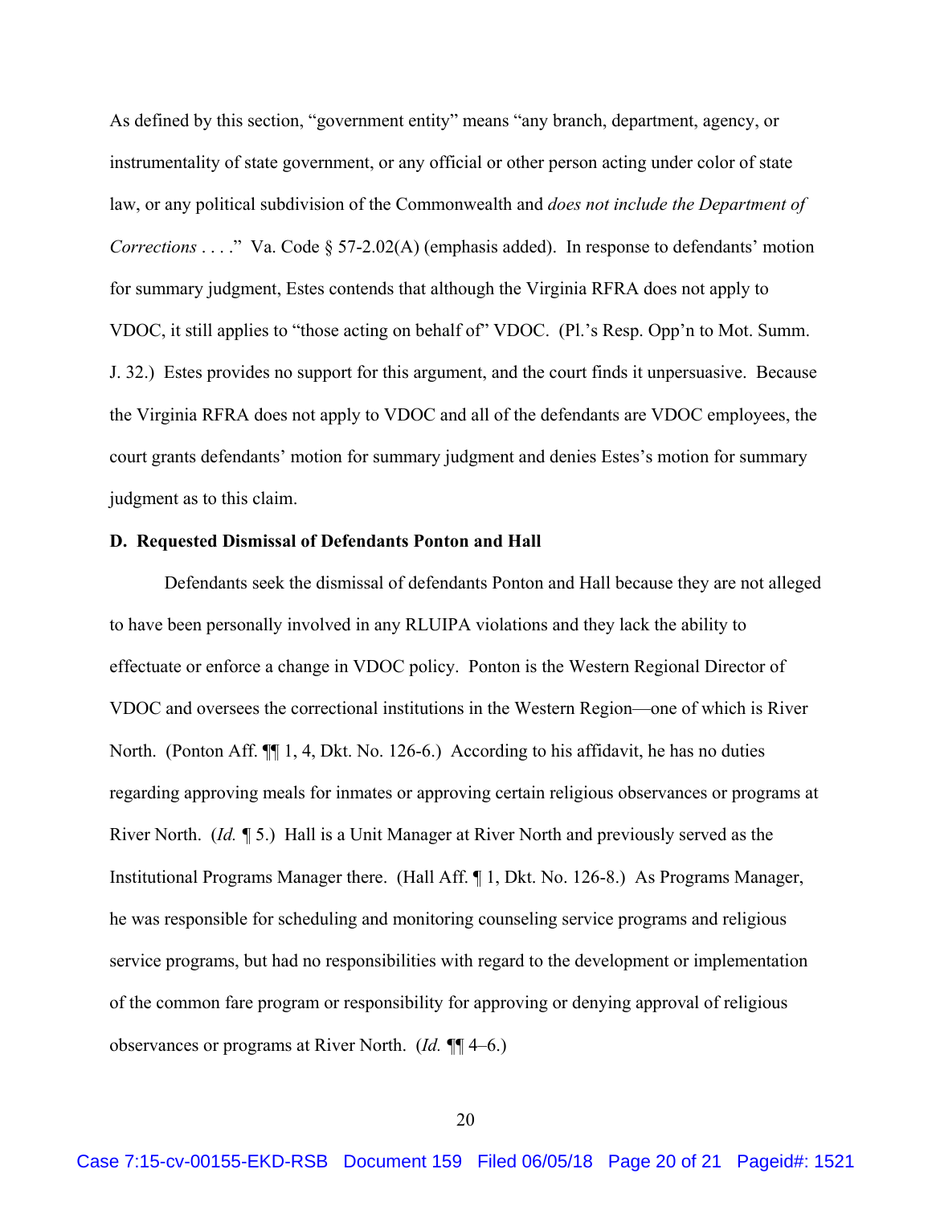As defined by this section, "government entity" means "any branch, department, agency, or instrumentality of state government, or any official or other person acting under color of state law, or any political subdivision of the Commonwealth and *does not include the Department of Corrections* . . . ." Va. Code § 57-2.02(A) (emphasis added). In response to defendants' motion for summary judgment, Estes contends that although the Virginia RFRA does not apply to VDOC, it still applies to "those acting on behalf of" VDOC. (Pl.'s Resp. Opp'n to Mot. Summ. J. 32.) Estes provides no support for this argument, and the court finds it unpersuasive. Because the Virginia RFRA does not apply to VDOC and all of the defendants are VDOC employees, the court grants defendants' motion for summary judgment and denies Estes's motion for summary judgment as to this claim.

**D. Requested Dismissal of Defendants Ponton and Hall**

Defendants seek the dismissal of defendants Ponton and Hall because they are not alleged to have been personally involved in any RLUIPA violations and they lack the ability to effectuate or enforce a change in VDOC policy. Ponton is the Western Regional Director of VDOC and oversees the correctional institutions in the Western Region—one of which is River North. (Ponton Aff. ¶¶ 1, 4, Dkt. No. 126-6.) According to his affidavit, he has no duties regarding approving meals for inmates or approving certain religious observances or programs at River North. (*Id.* ¶ 5.) Hall is a Unit Manager at River North and previously served as the Institutional Programs Manager there. (Hall Aff. ¶ 1, Dkt. No. 126-8.) As Programs Manager, he was responsible for scheduling and monitoring counseling service programs and religious service programs, but had no responsibilities with regard to the development or implementation of the common fare program or responsibility for approving or denying approval of religious observances or programs at River North. (*Id.* ¶¶ 4–6.)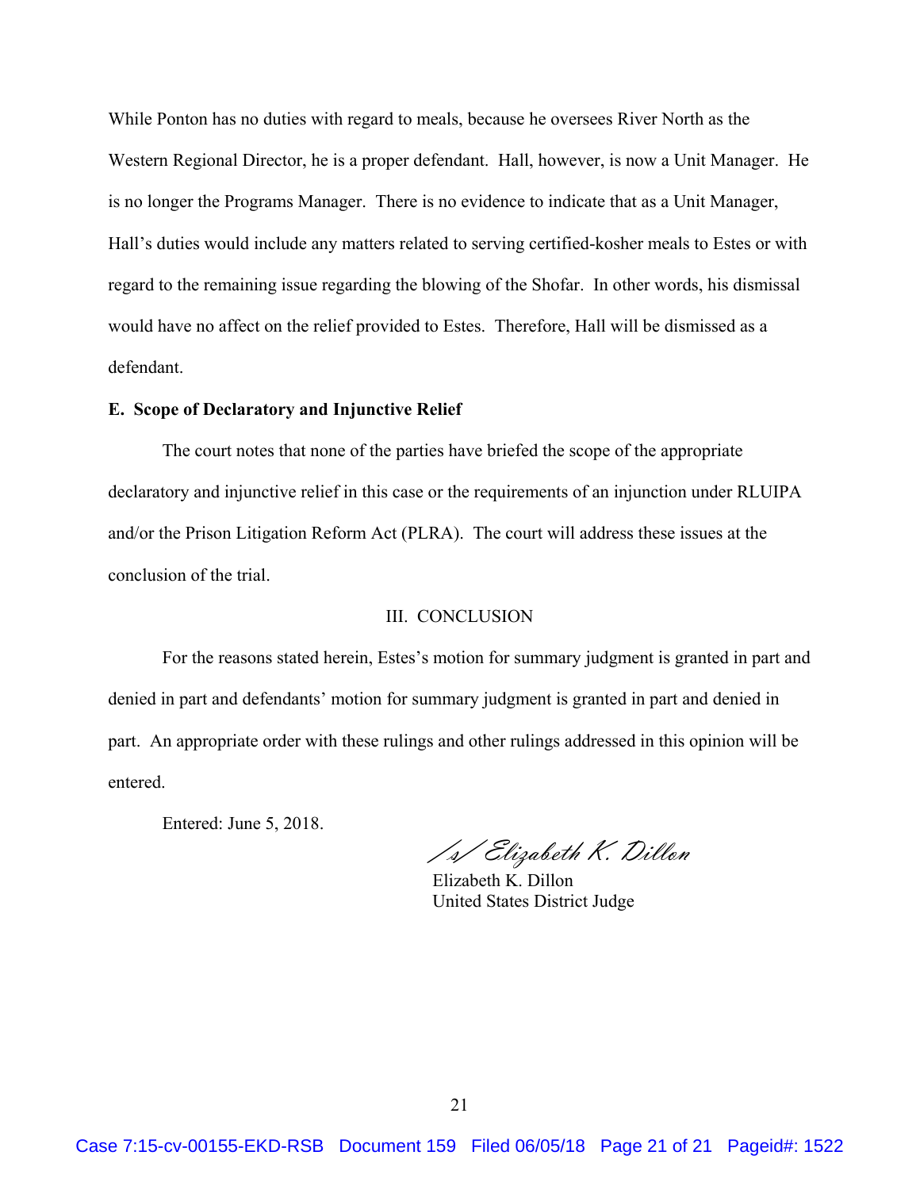While Ponton has no duties with regard to meals, because he oversees River North as the Western Regional Director, he is a proper defendant. Hall, however, is now a Unit Manager. He is no longer the Programs Manager. There is no evidence to indicate that as a Unit Manager, Hall's duties would include any matters related to serving certified-kosher meals to Estes or with regard to the remaining issue regarding the blowing of the Shofar. In other words, his dismissal would have no affect on the relief provided to Estes. Therefore, Hall will be dismissed as a defendant.

**E. Scope of Declaratory and Injunctive Relief**

The court notes that none of the parties have briefed the scope of the appropriate declaratory and injunctive relief in this case or the requirements of an injunction under RLUIPA and/or the Prison Litigation Reform Act (PLRA). The court will address these issues at the conclusion of the trial.

III. CONCLUSION

For the reasons stated herein, Estes's motion for summary judgment is granted in part and denied in part and defendants' motion for summary judgment is granted in part and denied in part. An appropriate order with these rulings and other rulings addressed in this opinion will be entered.

Entered: June 5, 2018.

/s/ Elizabeth K. Dillon
Elizabeth K. Dillon
United States District Judge